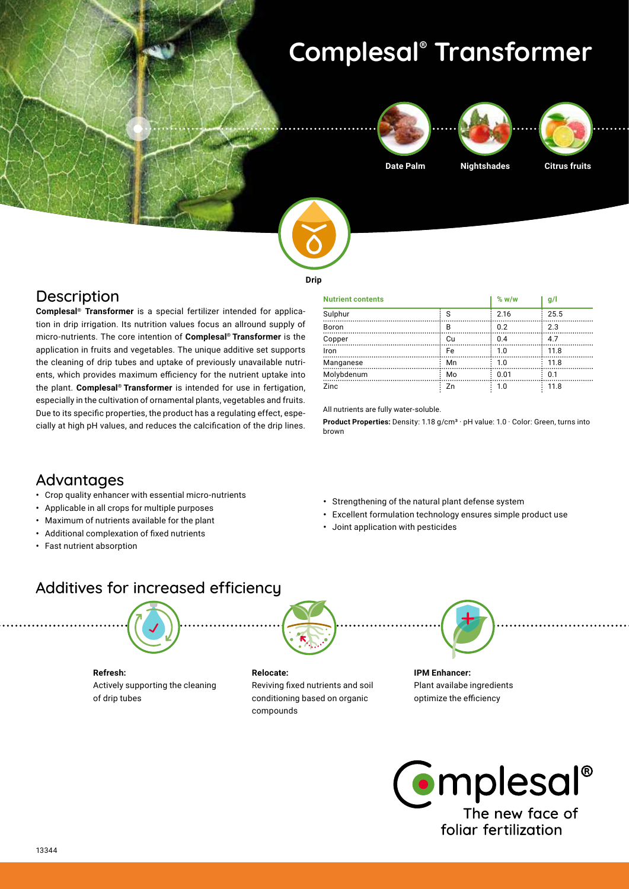# Complesal® Transformer

Date Palm | Nightshades | Citrus fruits

Drip

## Description

**Complesal® Transformer** is a special fertilizer intended for application in drip irrigation. Its nutrition values focus an allround supply of micro-nutrients. The core intention of **Complesal® Transformer** is the application in fruits and vegetables. The unique additive set supports the cleaning of drip tubes and uptake of previously unavailable nutrients, which provides maximum efficiency for the nutrient uptake into the plant. **Complesal® Transformer** is intended for use in fertigation, especially in the cultivation of ornamental plants, vegetables and fruits. Due to its specific properties, the product has a regulating effect, especially at high pH values, and reduces the calcification of the drip lines.

| Nutrient contents | | % w/w | g/l |
|---|---|---|---|
| Sulphur | S | 2.16 | 25.5 |
| Boron | B | 0.2 | 2.3 |
| Copper | Cu | 0.4 | 4.7 |
| Iron | Fe | 1.0 | 11.8 |
| Manganese | Mn | 1.0 | 11.8 |
| Molybdenum | Mo | 0.01 | 0.1 |
| Zinc | Zn | 1.0 | 11.8 |

All nutrients are fully water-soluble.

**Product Properties:** Density: 1.18 g/cm³ · pH value: 1.0 · Color: Green, turns into brown

## Advantages

- Crop quality enhancer with essential micro-nutrients
- Applicable in all crops for multiple purposes
- Maximum of nutrients available for the plant
- Additional complexation of fixed nutrients
- Fast nutrient absorption
- Strengthening of the natural plant defense system
- Excellent formulation technology ensures simple product use
- Joint application with pesticides

## Additives for increased efficiency

**Refresh:**
Actively supporting the cleaning of drip tubes

**Relocate:**
Reviving fixed nutrients and soil conditioning based on organic compounds

**IPM Enhancer:**
Plant availabe ingredients optimize the efficiency

Complesal®
The new face of foliar fertilization

13344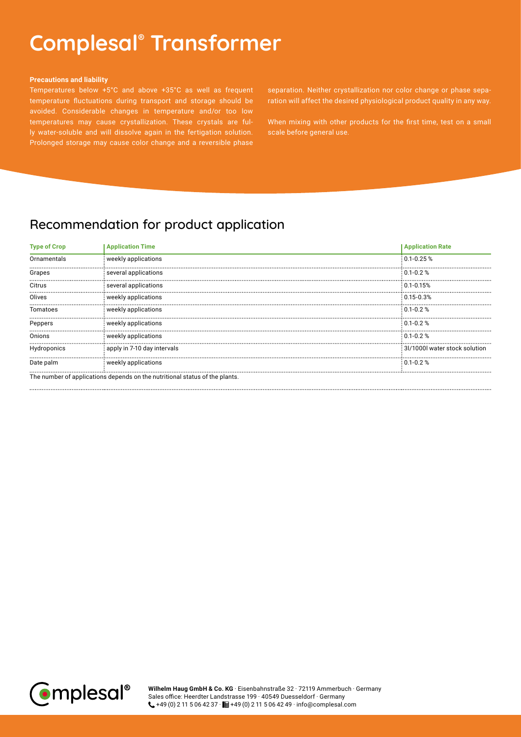# Complesal® Transformer

**Precautions and liability**

Temperatures below +5°C and above +35°C as well as frequent temperature fluctuations during transport and storage should be avoided. Considerable changes in temperature and/or too low temperatures may cause crystallization. These crystals are fully water-soluble and will dissolve again in the fertigation solution. Prolonged storage may cause color change and a reversible phase separation. Neither crystallization nor color change or phase separation will affect the desired physiological product quality in any way.

When mixing with other products for the first time, test on a small scale before general use.

## Recommendation for product application

| Type of Crop | Application Time | Application Rate |
|---|---|---|
| Ornamentals | weekly applications | 0.1-0.25 % |
| Grapes | several applications | 0.1-0.2 % |
| Citrus | several applications | 0.1-0.15% |
| Olives | weekly applications | 0.15-0.3% |
| Tomatoes | weekly applications | 0.1-0.2 % |
| Peppers | weekly applications | 0.1-0.2 % |
| Onions | weekly applications | 0.1-0.2 % |
| Hydroponics | apply in 7-10 day intervals | 3l/1000l water stock solution |
| Date palm | weekly applications | 0.1-0.2 % |

The number of applications depends on the nutritional status of the plants.

**Wilhelm Haug GmbH & Co. KG** · Eisenbahnstraße 32 · 72119 Ammerbuch · Germany
Sales office: Heerdter Landstrasse 199 · 40549 Duesseldorf · Germany
+49 (0) 2 11 5 06 42 37 · +49 (0) 2 11 5 06 42 49 · info@complesal.com